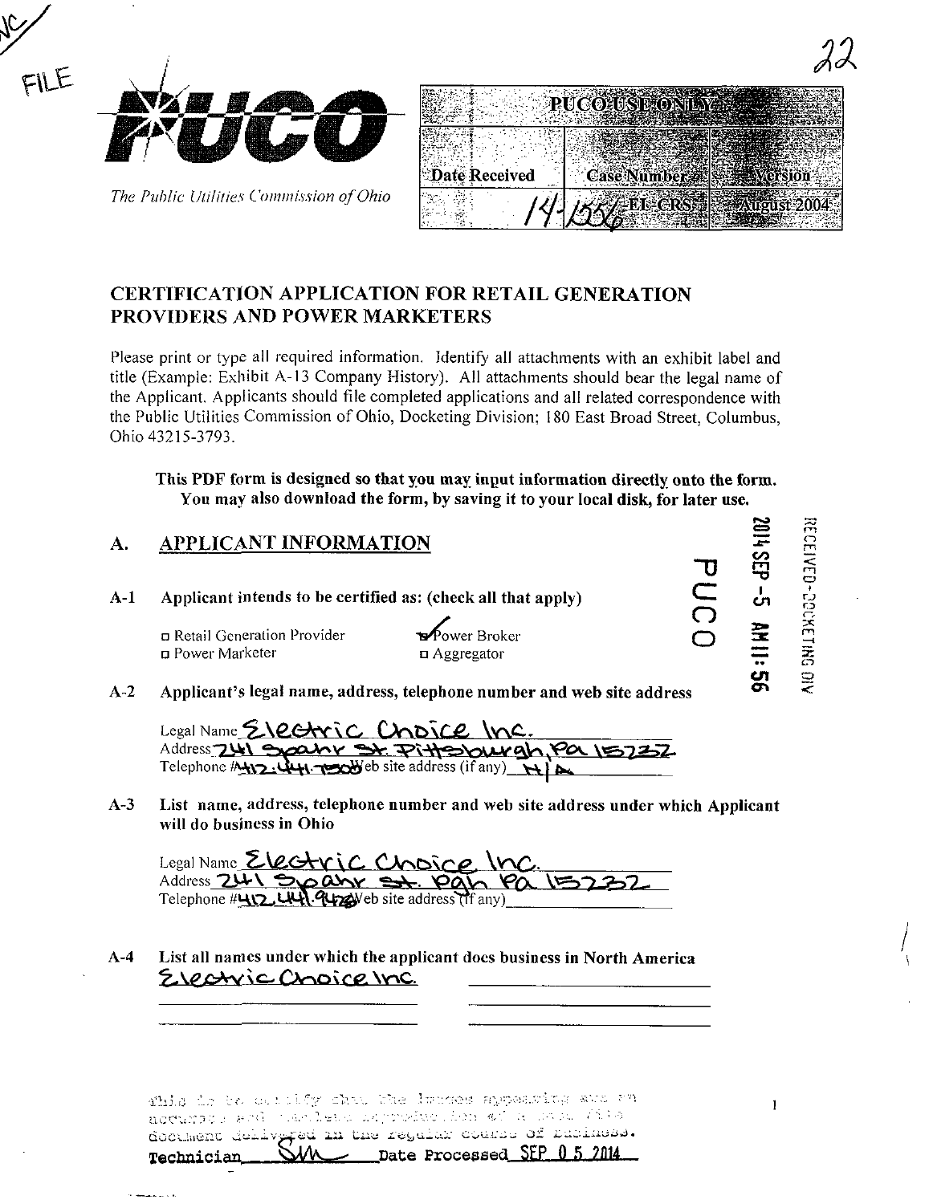FILE

22

**PUCO**

*The Public Utilities Commission of Ohio*

| PUCO USE ONLY | | |
|---|---|---|
| Date Received | Case Number | Version |
| | 14-1556-EL-CRS | August 2004 |

## CERTIFICATION APPLICATION FOR RETAIL GENERATION PROVIDERS AND POWER MARKETERS

Please print or type all required information. Identify all attachments with an exhibit label and title (Example: Exhibit A-13 Company History). All attachments should bear the legal name of the Applicant. Applicants should file completed applications and all related correspondence with the Public Utilities Commission of Ohio, Docketing Division; 180 East Broad Street, Columbus, Ohio 43215-3793.

**This PDF form is designed so that you may input information directly onto the form. You may also download the form, by saving it to your local disk, for later use.**

RECEIVED-DOCKETING DIV
2014 SEP -5 AM 11:56
PUCO

### A. APPLICANT INFORMATION

**A-1 Applicant intends to be certified as: (check all that apply)**

- ☐ Retail Generation Provider
- ☐ Power Marketer
- ☑ Power Broker
- ☐ Aggregator

**A-2 Applicant's legal name, address, telephone number and web site address**

Legal Name Electric Choice Inc.
Address 241 Spahr St. Pittsburgh, Pa 15232
Telephone # 412.441.7500 Web site address (if any) N/A

**A-3 List name, address, telephone number and web site address under which Applicant will do business in Ohio**

Legal Name Electric Choice Inc.
Address 241 Spahr St. Pgh Pa 15232
Telephone # 412.441.9428 Web site address (if any) \_\_\_\_\_\_\_\_

**A-4 List all names under which the applicant does business in North America**

Electric Choice Inc.

This is to certify that the images appearing are an accurate and complete reproduction of a case file document delivered in the regular course of business.
Technician SM Date Processed SEP 05 2014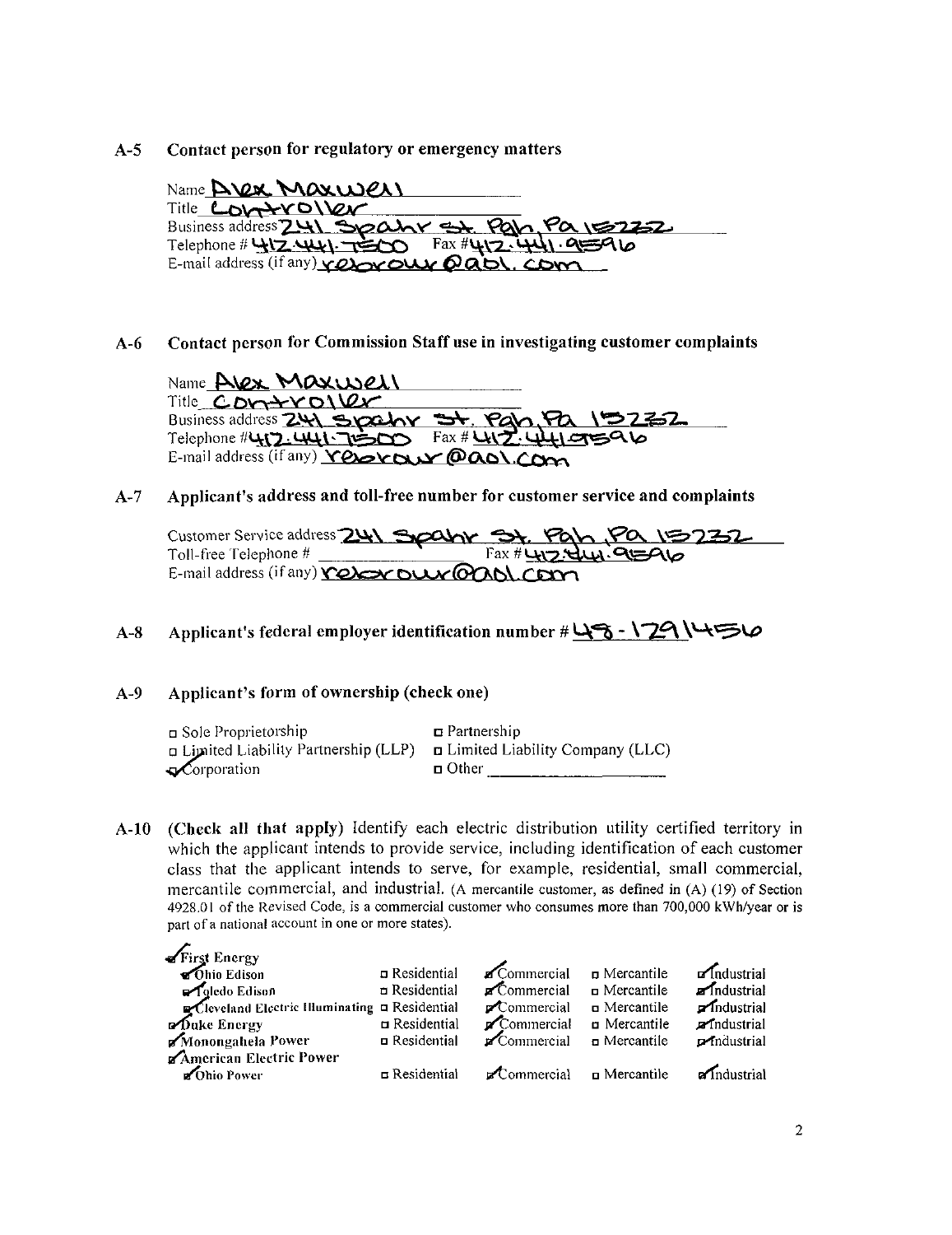## A-5 Contact person for regulatory or emergency matters

Name Alex Maxwell
Title Controller
Business address 241 Spahr St. Pgh, Pa 15232
Telephone # 412.441.7500 Fax #412.441.9596
E-mail address (if any) relorour@aol.com

## A-6 Contact person for Commission Staff use in investigating customer complaints

Name Alex Maxwell
Title Controller
Business address 241 Spahr St. Pgh, Pa 15232
Telephone #412.441.7500 Fax # 412.4419596
E-mail address (if any) relorour@aol.com

## A-7 Applicant's address and toll-free number for customer service and complaints

Customer Service address 241 Spahr St. Pgh, Pa 15232
Toll-free Telephone # ________ Fax #412.441.9596
E-mail address (if any) relorour@aol.com

## A-8 Applicant's federal employer identification number # 48-1291456

## A-9 Applicant's form of ownership (check one)

| | |
|---|---|
| ☐ Sole Proprietorship | ☐ Partnership |
| ☐ Limited Liability Partnership (LLP) | ☐ Limited Liability Company (LLC) |
| ☑ Corporation | ☐ Other ________ |

## A-10 (Check all that apply) Identify each electric distribution utility certified territory in which the applicant intends to provide service, including identification of each customer class that the applicant intends to serve, for example, residential, small commercial, mercantile commercial, and industrial. (A mercantile customer, as defined in (A) (19) of Section 4928.01 of the Revised Code, is a commercial customer who consumes more than 700,000 kWh/year or is part of a national account in one or more states).

| | | | | |
|---|---|---|---|---|
| ☑ First Energy | | | | |
| ☑ Ohio Edison | ☐ Residential | ☑ Commercial | ☐ Mercantile | ☑ Industrial |
| ☑ Toledo Edison | ☐ Residential | ☑ Commercial | ☐ Mercantile | ☑ Industrial |
| ☑ Cleveland Electric Illuminating | ☐ Residential | ☑ Commercial | ☐ Mercantile | ☑ Industrial |
| ☑ Duke Energy | ☐ Residential | ☑ Commercial | ☐ Mercantile | ☑ Industrial |
| ☑ Monongahela Power | ☐ Residential | ☑ Commercial | ☐ Mercantile | ☑ Industrial |
| ☑ American Electric Power | | | | |
| ☑ Ohio Power | ☐ Residential | ☑ Commercial | ☐ Mercantile | ☑ Industrial |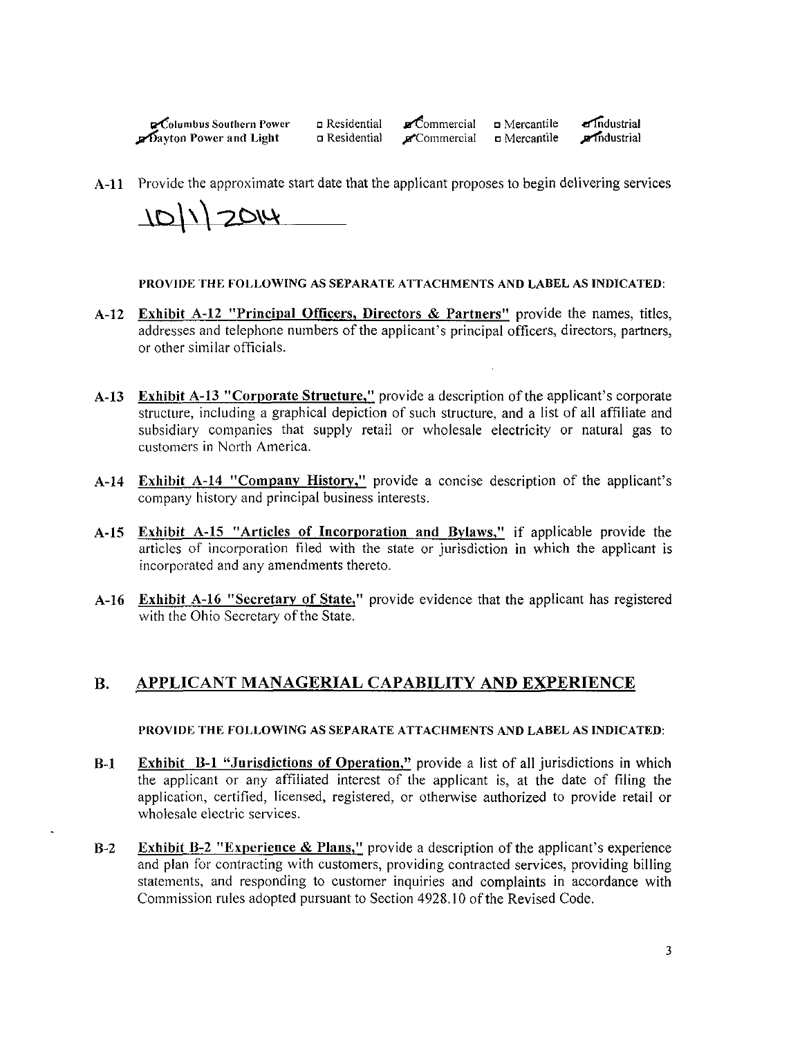| | | | | |
|---|---|---|---|---|
| ☑ Columbus Southern Power | ☐ Residential | ☑ Commercial | ☐ Mercantile | ☑ Industrial |
| ☑ Dayton Power and Light | ☐ Residential | ☑ Commercial | ☐ Mercantile | ☑ Industrial |

**A-11** Provide the approximate start date that the applicant proposes to begin delivering services

10/1/2014

**PROVIDE THE FOLLOWING AS SEPARATE ATTACHMENTS AND LABEL AS INDICATED:**

**A-12** **Exhibit A-12 "Principal Officers, Directors & Partners"** provide the names, titles, addresses and telephone numbers of the applicant's principal officers, directors, partners, or other similar officials.

**A-13** **Exhibit A-13 "Corporate Structure,"** provide a description of the applicant's corporate structure, including a graphical depiction of such structure, and a list of all affiliate and subsidiary companies that supply retail or wholesale electricity or natural gas to customers in North America.

**A-14** **Exhibit A-14 "Company History,"** provide a concise description of the applicant's company history and principal business interests.

**A-15** **Exhibit A-15 "Articles of Incorporation and Bylaws,"** if applicable provide the articles of incorporation filed with the state or jurisdiction in which the applicant is incorporated and any amendments thereto.

**A-16** **Exhibit A-16 "Secretary of State,"** provide evidence that the applicant has registered with the Ohio Secretary of the State.

## B. APPLICANT MANAGERIAL CAPABILITY AND EXPERIENCE

**PROVIDE THE FOLLOWING AS SEPARATE ATTACHMENTS AND LABEL AS INDICATED:**

**B-1** **Exhibit B-1 "Jurisdictions of Operation,"** provide a list of all jurisdictions in which the applicant or any affiliated interest of the applicant is, at the date of filing the application, certified, licensed, registered, or otherwise authorized to provide retail or wholesale electric services.

**B-2** **Exhibit B-2 "Experience & Plans,"** provide a description of the applicant's experience and plan for contracting with customers, providing contracted services, providing billing statements, and responding to customer inquiries and complaints in accordance with Commission rules adopted pursuant to Section 4928.10 of the Revised Code.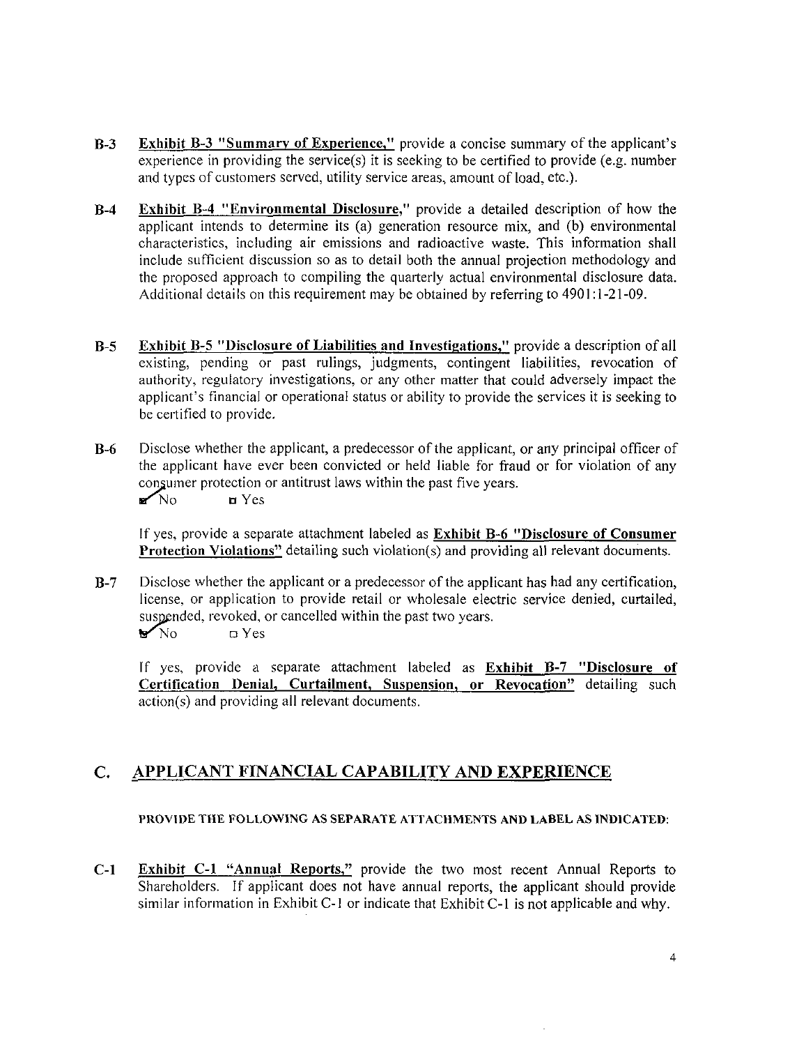**B-3** **Exhibit B-3 "Summary of Experience,"** provide a concise summary of the applicant's experience in providing the service(s) it is seeking to be certified to provide (e.g. number and types of customers served, utility service areas, amount of load, etc.).

**B-4** **Exhibit B-4 "Environmental Disclosure,"** provide a detailed description of how the applicant intends to determine its (a) generation resource mix, and (b) environmental characteristics, including air emissions and radioactive waste. This information shall include sufficient discussion so as to detail both the annual projection methodology and the proposed approach to compiling the quarterly actual environmental disclosure data. Additional details on this requirement may be obtained by referring to 4901:1-21-09.

**B-5** **Exhibit B-5 "Disclosure of Liabilities and Investigations,"** provide a description of all existing, pending or past rulings, judgments, contingent liabilities, revocation of authority, regulatory investigations, or any other matter that could adversely impact the applicant's financial or operational status or ability to provide the services it is seeking to be certified to provide.

**B-6** Disclose whether the applicant, a predecessor of the applicant, or any principal officer of the applicant have ever been convicted or held liable for fraud or for violation of any consumer protection or antitrust laws within the past five years.

☑ No ☐ Yes

If yes, provide a separate attachment labeled as **Exhibit B-6 "Disclosure of Consumer Protection Violations"** detailing such violation(s) and providing all relevant documents.

**B-7** Disclose whether the applicant or a predecessor of the applicant has had any certification, license, or application to provide retail or wholesale electric service denied, curtailed, suspended, revoked, or cancelled within the past two years.

☑ No ☐ Yes

If yes, provide a separate attachment labeled as **Exhibit B-7 "Disclosure of Certification Denial, Curtailment, Suspension, or Revocation"** detailing such action(s) and providing all relevant documents.

## C. APPLICANT FINANCIAL CAPABILITY AND EXPERIENCE

**PROVIDE THE FOLLOWING AS SEPARATE ATTACHMENTS AND LABEL AS INDICATED:**

**C-1** **Exhibit C-1 "Annual Reports,"** provide the two most recent Annual Reports to Shareholders. If applicant does not have annual reports, the applicant should provide similar information in Exhibit C-1 or indicate that Exhibit C-1 is not applicable and why.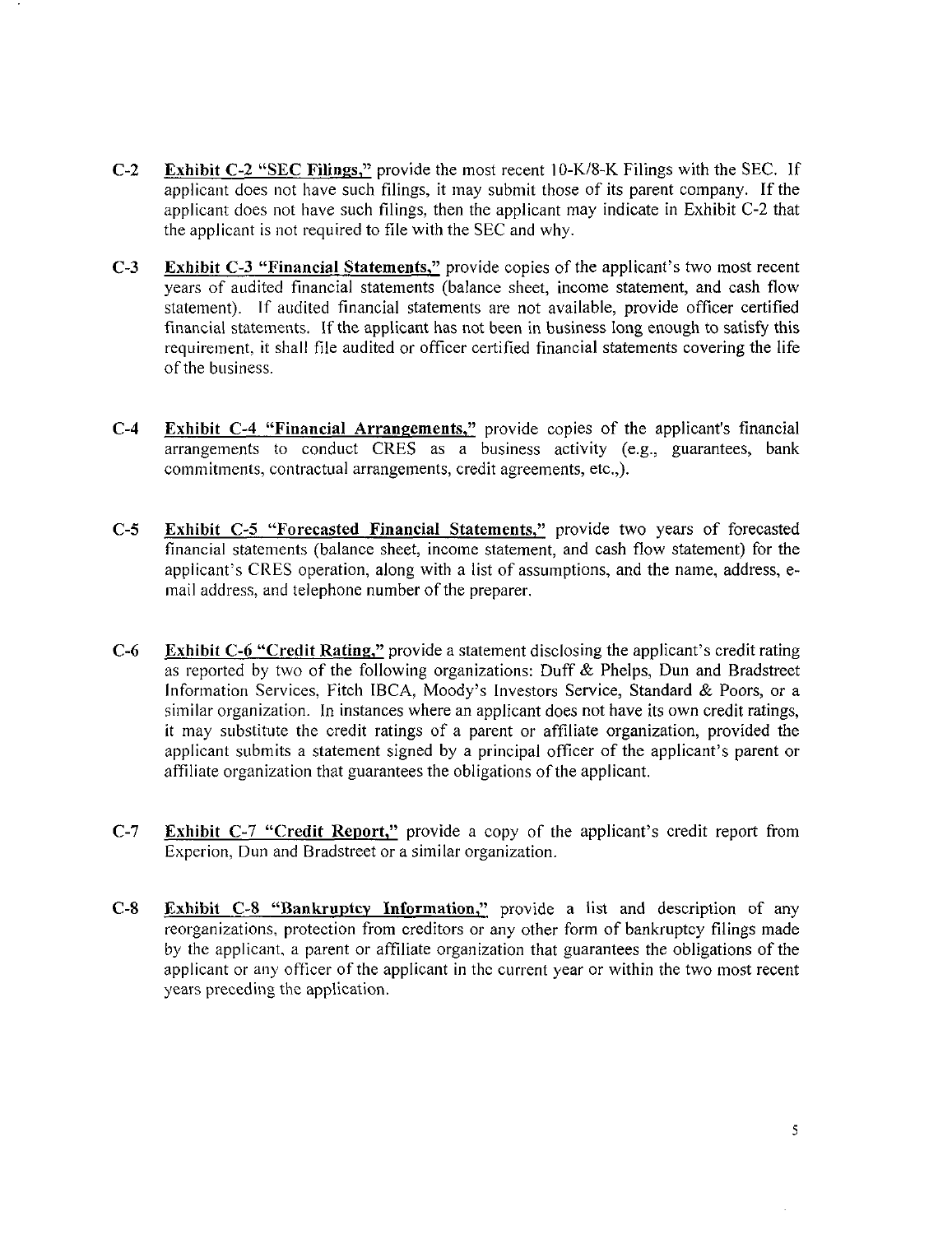**C-2** **Exhibit C-2 "SEC Filings,"** provide the most recent 10-K/8-K Filings with the SEC. If applicant does not have such filings, it may submit those of its parent company. If the applicant does not have such filings, then the applicant may indicate in Exhibit C-2 that the applicant is not required to file with the SEC and why.

**C-3** **Exhibit C-3 "Financial Statements,"** provide copies of the applicant's two most recent years of audited financial statements (balance sheet, income statement, and cash flow statement). If audited financial statements are not available, provide officer certified financial statements. If the applicant has not been in business long enough to satisfy this requirement, it shall file audited or officer certified financial statements covering the life of the business.

**C-4** **Exhibit C-4 "Financial Arrangements,"** provide copies of the applicant's financial arrangements to conduct CRES as a business activity (e.g., guarantees, bank commitments, contractual arrangements, credit agreements, etc.,).

**C-5** **Exhibit C-5 "Forecasted Financial Statements,"** provide two years of forecasted financial statements (balance sheet, income statement, and cash flow statement) for the applicant's CRES operation, along with a list of assumptions, and the name, address, e-mail address, and telephone number of the preparer.

**C-6** **Exhibit C-6 "Credit Rating,"** provide a statement disclosing the applicant's credit rating as reported by two of the following organizations: Duff & Phelps, Dun and Bradstreet Information Services, Fitch IBCA, Moody's Investors Service, Standard & Poors, or a similar organization. In instances where an applicant does not have its own credit ratings, it may substitute the credit ratings of a parent or affiliate organization, provided the applicant submits a statement signed by a principal officer of the applicant's parent or affiliate organization that guarantees the obligations of the applicant.

**C-7** **Exhibit C-7 "Credit Report,"** provide a copy of the applicant's credit report from Experion, Dun and Bradstreet or a similar organization.

**C-8** **Exhibit C-8 "Bankruptcy Information,"** provide a list and description of any reorganizations, protection from creditors or any other form of bankruptcy filings made by the applicant, a parent or affiliate organization that guarantees the obligations of the applicant or any officer of the applicant in the current year or within the two most recent years preceding the application.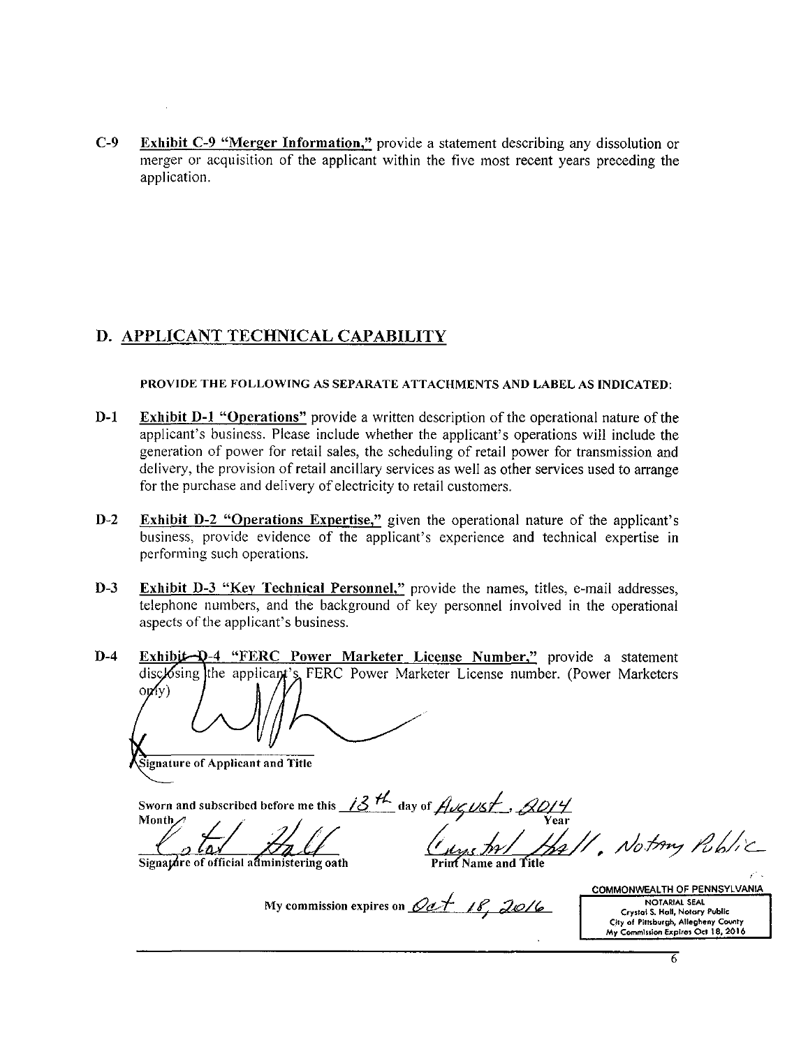**C-9** **Exhibit C-9 "Merger Information,"** provide a statement describing any dissolution or merger or acquisition of the applicant within the five most recent years preceding the application.

## D. APPLICANT TECHNICAL CAPABILITY

**PROVIDE THE FOLLOWING AS SEPARATE ATTACHMENTS AND LABEL AS INDICATED:**

**D-1** **Exhibit D-1 "Operations"** provide a written description of the operational nature of the applicant's business. Please include whether the applicant's operations will include the generation of power for retail sales, the scheduling of retail power for transmission and delivery, the provision of retail ancillary services as well as other services used to arrange for the purchase and delivery of electricity to retail customers.

**D-2** **Exhibit D-2 "Operations Expertise,"** given the operational nature of the applicant's business, provide evidence of the applicant's experience and technical expertise in performing such operations.

**D-3** **Exhibit D-3 "Key Technical Personnel,"** provide the names, titles, e-mail addresses, telephone numbers, and the background of key personnel involved in the operational aspects of the applicant's business.

**D-4** **Exhibit D-4 "FERC Power Marketer License Number,"** provide a statement disclosing the applicant's FERC Power Marketer License number. (Power Marketers only)

X _______________________
Signature of Applicant and Title

Sworn and subscribed before me this 13th day of August, 2014
Month Year

Crystal Hall _______________________ Crystal Hall, Notary Public
Signature of official administering oath Print Name and Title

My commission expires on Oct 18, 2016

COMMONWEALTH OF PENNSYLVANIA
NOTARIAL SEAL
Crystal S. Hall, Notary Public
City of Pittsburgh, Allegheny County
My Commission Expires Oct 18, 2016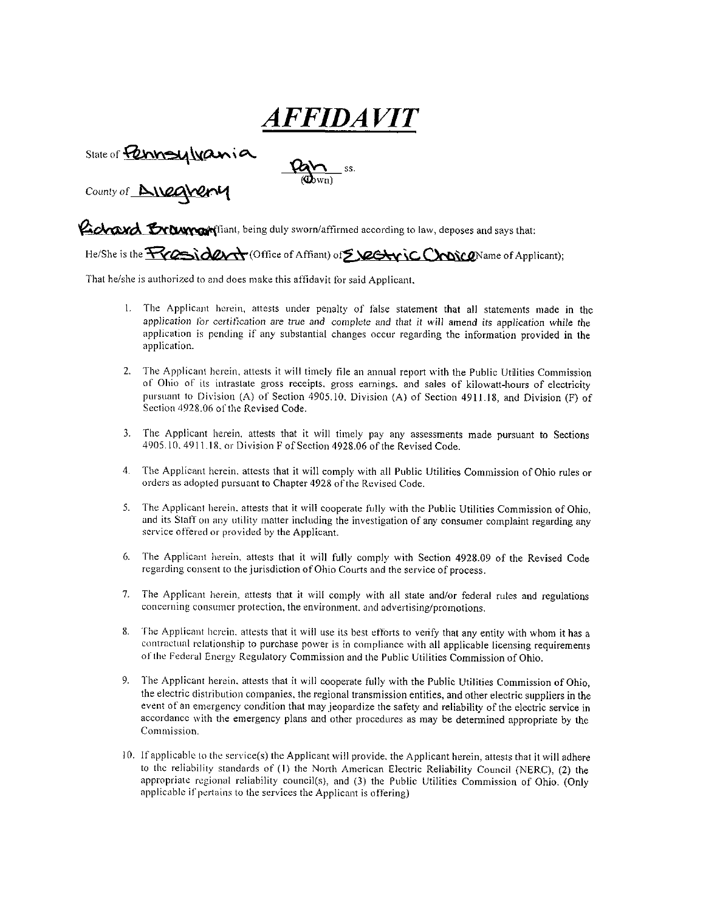# *AFFIDAVIT*

State of Pennsylvania

Pgh ss. (Town)

County of Allegheny

Richard Brauman Affiant, being duly sworn/affirmed according to law, deposes and says that:

He/She is the President (Office of Affiant) of Electric Choice (Name of Applicant);

That he/she is authorized to and does make this affidavit for said Applicant,

1. The Applicant herein, attests under penalty of false statement that all statements made in the application for certification are true and complete and that it will amend its application while the application is pending if any substantial changes occur regarding the information provided in the application.

2. The Applicant herein, attests it will timely file an annual report with the Public Utilities Commission of Ohio of its intrastate gross receipts, gross earnings, and sales of kilowatt-hours of electricity pursuant to Division (A) of Section 4905.10, Division (A) of Section 4911.18, and Division (F) of Section 4928.06 of the Revised Code.

3. The Applicant herein, attests that it will timely pay any assessments made pursuant to Sections 4905.10, 4911.18, or Division F of Section 4928.06 of the Revised Code.

4. The Applicant herein, attests that it will comply with all Public Utilities Commission of Ohio rules or orders as adopted pursuant to Chapter 4928 of the Revised Code.

5. The Applicant herein, attests that it will cooperate fully with the Public Utilities Commission of Ohio, and its Staff on any utility matter including the investigation of any consumer complaint regarding any service offered or provided by the Applicant.

6. The Applicant herein, attests that it will fully comply with Section 4928.09 of the Revised Code regarding consent to the jurisdiction of Ohio Courts and the service of process.

7. The Applicant herein, attests that it will comply with all state and/or federal rules and regulations concerning consumer protection, the environment, and advertising/promotions.

8. The Applicant herein, attests that it will use its best efforts to verify that any entity with whom it has a contractual relationship to purchase power is in compliance with all applicable licensing requirements of the Federal Energy Regulatory Commission and the Public Utilities Commission of Ohio.

9. The Applicant herein, attests that it will cooperate fully with the Public Utilities Commission of Ohio, the electric distribution companies, the regional transmission entities, and other electric suppliers in the event of an emergency condition that may jeopardize the safety and reliability of the electric service in accordance with the emergency plans and other procedures as may be determined appropriate by the Commission.

10. If applicable to the service(s) the Applicant will provide, the Applicant herein, attests that it will adhere to the reliability standards of (1) the North American Electric Reliability Council (NERC), (2) the appropriate regional reliability council(s), and (3) the Public Utilities Commission of Ohio. (Only applicable if pertains to the services the Applicant is offering)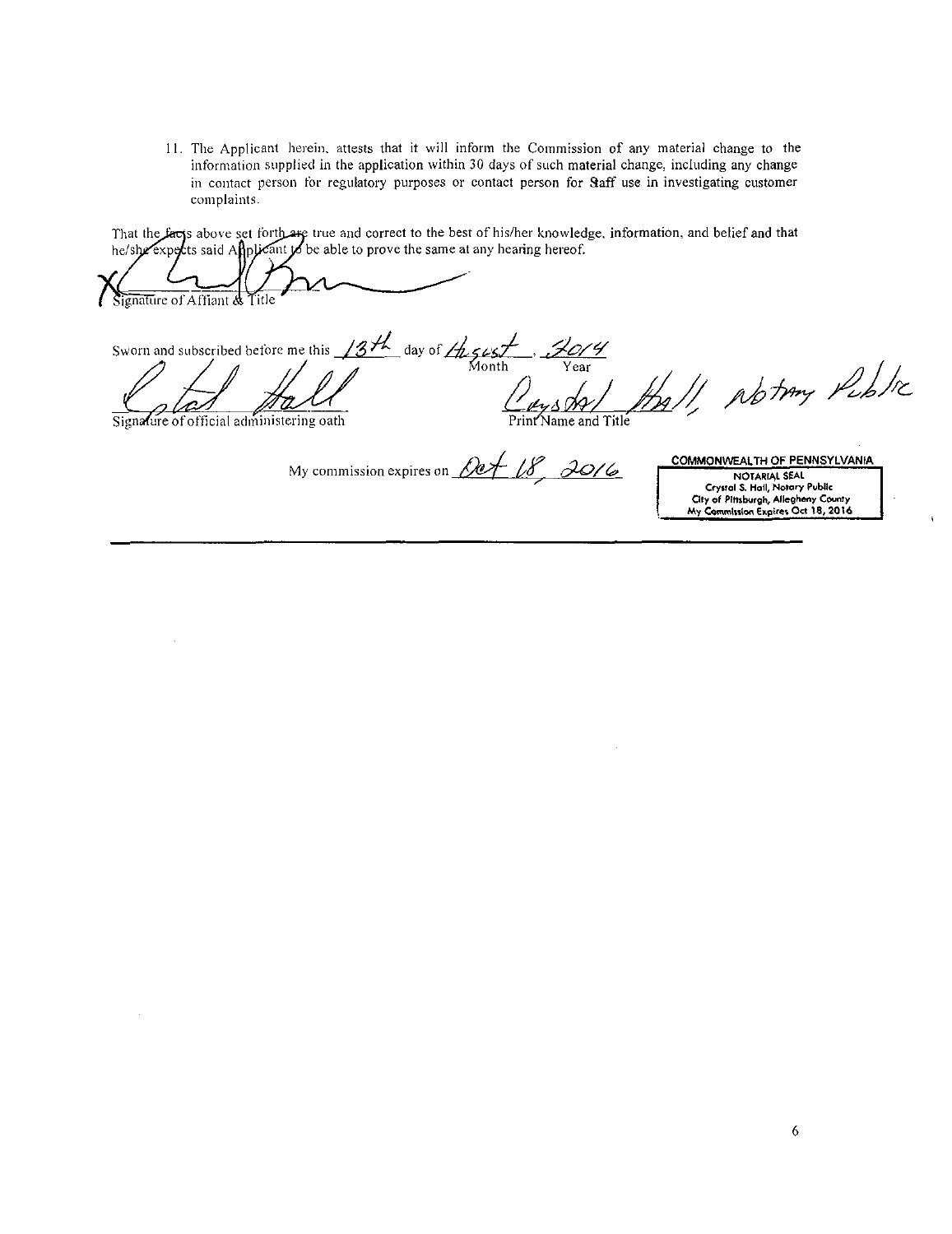11. The Applicant herein, attests that it will inform the Commission of any material change to the information supplied in the application within 30 days of such material change, including any change in contact person for regulatory purposes or contact person for Staff use in investigating customer complaints.

That the facts above set forth are true and correct to the best of his/her knowledge, information, and belief and that he/she expects said Applicant to be able to prove the same at any hearing hereof.

Signature of Affiant & Title

Sworn and subscribed before me this 13th day of August, 2014
Month Year

Signature of official administering oath

Crystal Hall, Notary Public
Print Name and Title

My commission expires on Oct 18, 2016

COMMONWEALTH OF PENNSYLVANIA
NOTARIAL SEAL
Crystal S. Hall, Notary Public
City of Pittsburgh, Allegheny County
My Commission Expires Oct 18, 2016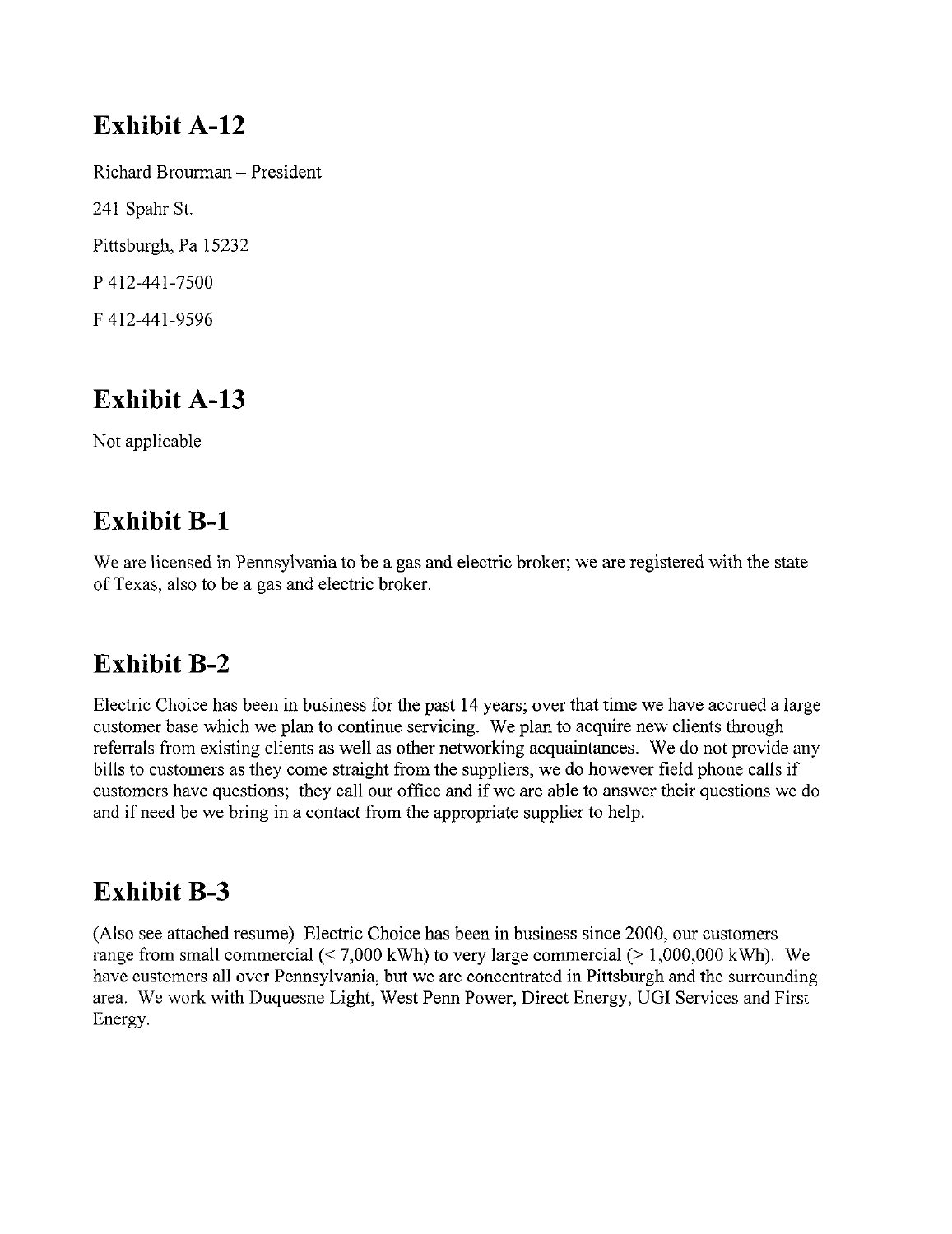## Exhibit A-12

Richard Brourman – President

241 Spahr St.

Pittsburgh, Pa 15232

P 412-441-7500

F 412-441-9596

## Exhibit A-13

Not applicable

## Exhibit B-1

We are licensed in Pennsylvania to be a gas and electric broker; we are registered with the state of Texas, also to be a gas and electric broker.

## Exhibit B-2

Electric Choice has been in business for the past 14 years; over that time we have accrued a large customer base which we plan to continue servicing. We plan to acquire new clients through referrals from existing clients as well as other networking acquaintances. We do not provide any bills to customers as they come straight from the suppliers, we do however field phone calls if customers have questions; they call our office and if we are able to answer their questions we do and if need be we bring in a contact from the appropriate supplier to help.

## Exhibit B-3

(Also see attached resume) Electric Choice has been in business since 2000, our customers range from small commercial (< 7,000 kWh) to very large commercial (> 1,000,000 kWh). We have customers all over Pennsylvania, but we are concentrated in Pittsburgh and the surrounding area. We work with Duquesne Light, West Penn Power, Direct Energy, UGI Services and First Energy.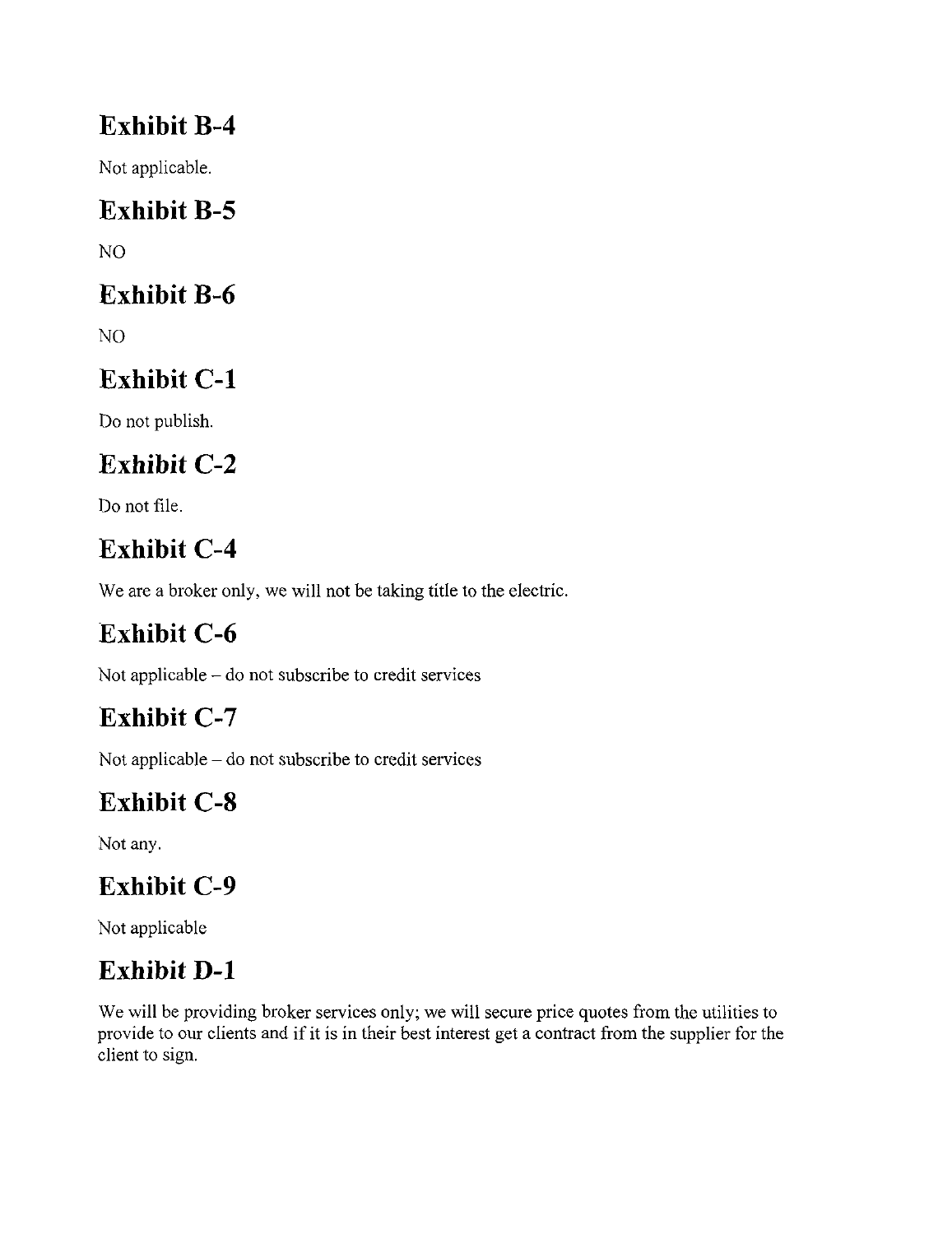## Exhibit B-4

Not applicable.

## Exhibit B-5

NO

## Exhibit B-6

NO

## Exhibit C-1

Do not publish.

## Exhibit C-2

Do not file.

## Exhibit C-4

We are a broker only, we will not be taking title to the electric.

## Exhibit C-6

Not applicable – do not subscribe to credit services

## Exhibit C-7

Not applicable – do not subscribe to credit services

## Exhibit C-8

Not any.

## Exhibit C-9

Not applicable

## Exhibit D-1

We will be providing broker services only; we will secure price quotes from the utilities to provide to our clients and if it is in their best interest get a contract from the supplier for the client to sign.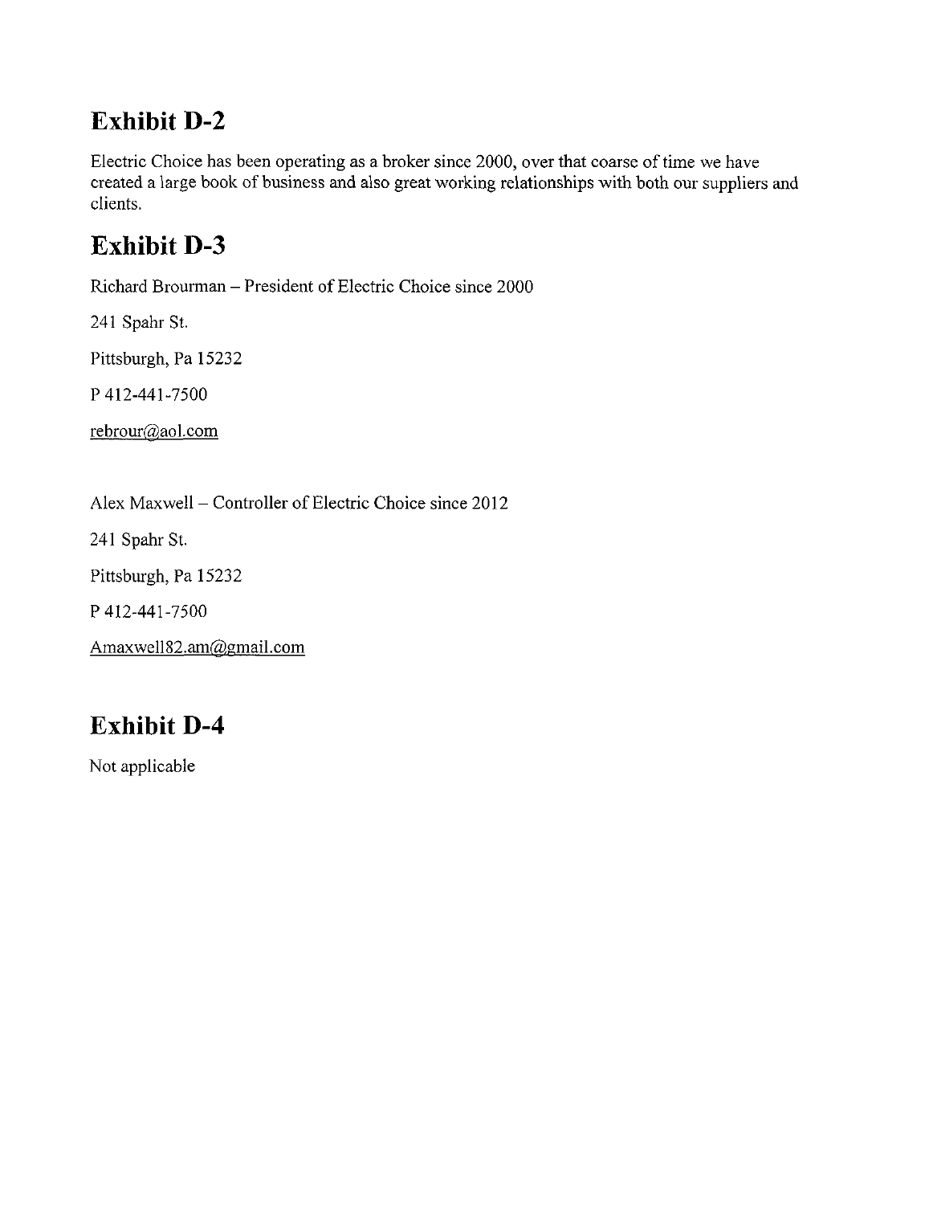## Exhibit D-2

Electric Choice has been operating as a broker since 2000, over that coarse of time we have created a large book of business and also great working relationships with both our suppliers and clients.

## Exhibit D-3

Richard Brourman – President of Electric Choice since 2000

241 Spahr St.

Pittsburgh, Pa 15232

P 412-441-7500

rebrour@aol.com

Alex Maxwell – Controller of Electric Choice since 2012

241 Spahr St.

Pittsburgh, Pa 15232

P 412-441-7500

Amaxwell82.am@gmail.com

## Exhibit D-4

Not applicable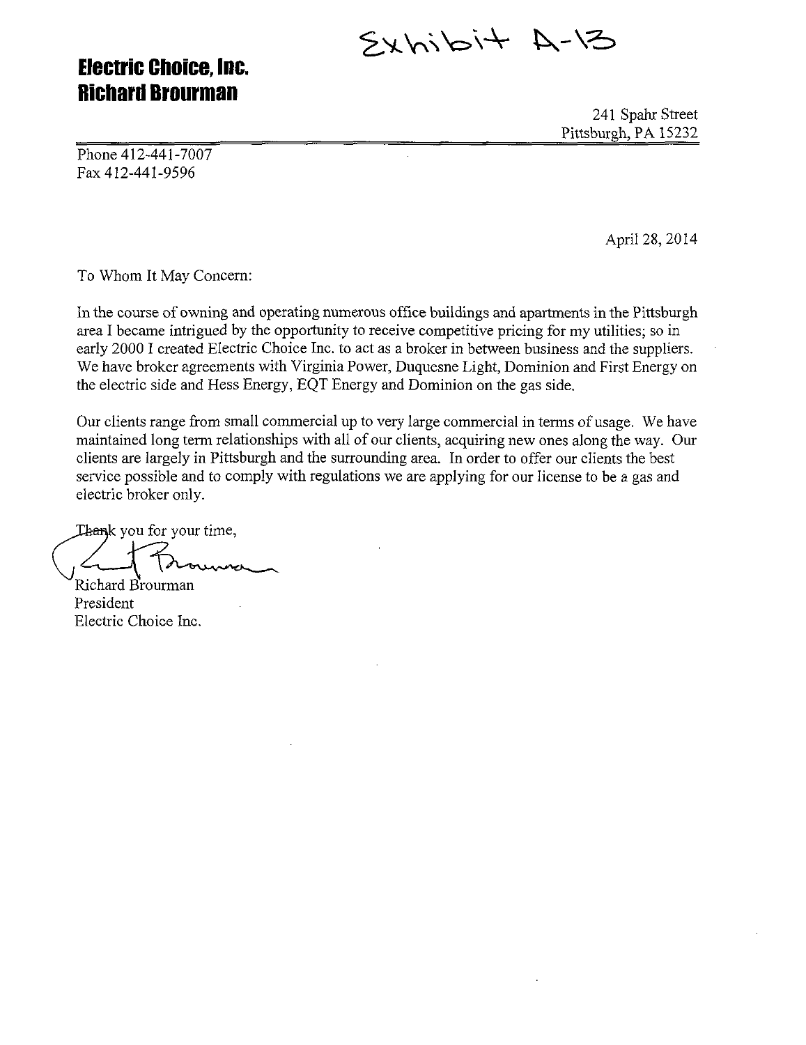Exhibit A-13

**Electric Choice, Inc.**
**Richard Brourman**

241 Spahr Street
Pittsburgh, PA 15232

Phone 412-441-7007
Fax 412-441-9596

April 28, 2014

To Whom It May Concern:

In the course of owning and operating numerous office buildings and apartments in the Pittsburgh area I became intrigued by the opportunity to receive competitive pricing for my utilities; so in early 2000 I created Electric Choice Inc. to act as a broker in between business and the suppliers. We have broker agreements with Virginia Power, Duquesne Light, Dominion and First Energy on the electric side and Hess Energy, EQT Energy and Dominion on the gas side.

Our clients range from small commercial up to very large commercial in terms of usage. We have maintained long term relationships with all of our clients, acquiring new ones along the way. Our clients are largely in Pittsburgh and the surrounding area. In order to offer our clients the best service possible and to comply with regulations we are applying for our license to be a gas and electric broker only.

Thank you for your time,

Richard Brourman
President
Electric Choice Inc.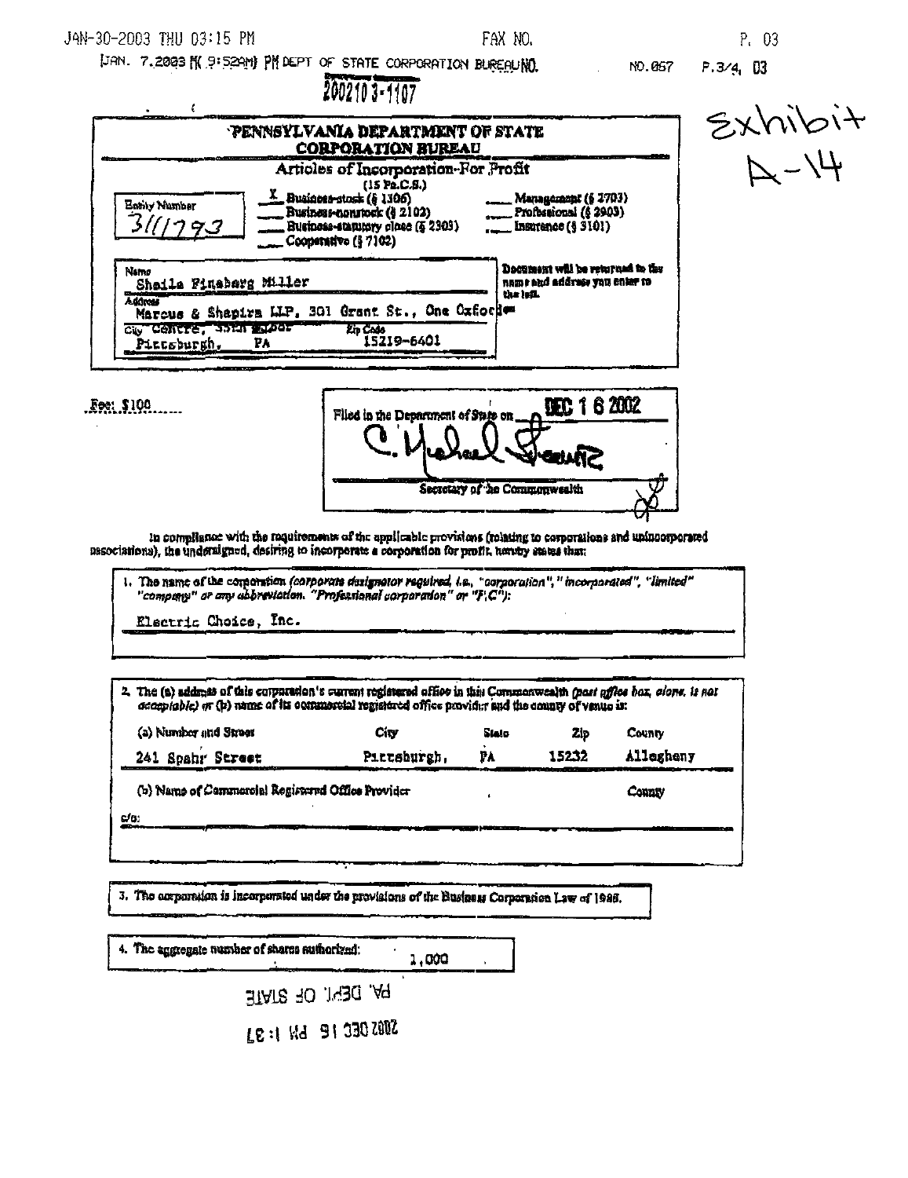2002103-1107

Exhibit A-14

# PENNSYLVANIA DEPARTMENT OF STATE
## CORPORATION BUREAU

### Articles of Incorporation-For Profit
(15 Pa.C.S.)

Entity Number: 3111793

X Business-stock (§ 1306)
___ Business-nonstock (§ 2102)
___ Business-statutory close (§ 2303)
___ Cooperative (§ 7102)
___ Management (§ 2703)
___ Professional (§ 2903)
___ Insurance (§ 3101)

Name: Sheila Fineberg Miller
Address: Marcus & Shapira LLP, 301 Grant St., One Oxford Centre, 35th Floor
City: Pittsburgh, State: PA, Zip Code: 15219-6401

Document will be returned to the name and address you enter to the left.

Fee: $100

Filed in the Department of State on DEC 1 6 2002

C. Michael Weaver
Secretary of the Commonwealth

In compliance with the requirements of the applicable provisions (relating to corporations and unincorporated associations), the undersigned, desiring to incorporate a corporation for profit, hereby states that:

1. The name of the corporation *(corporate designator required, i.e., "corporation", "incorporated", "limited" "company" or any abbreviation. "Professional corporation" or "P.C.")*:

   Electric Choice, Inc.

2. The (a) address of this corporation's current registered office in this Commonwealth *(post office box, alone, is not acceptable)* or (b) name of its commercial registered office provider and the county of venue is:

| (a) Number and Street | City | State | Zip | County |
|---|---|---|---|---|
| 241 Spahr Street | Pittsburgh, | PA | 15232 | Allegheny |

(b) Name of Commercial Registered Office Provider: ______ County: ______

c/o:

3. The corporation is incorporated under the provisions of the Business Corporation Law of 1988.

4. The aggregate number of shares authorized: 1,000

PA. DEPT. OF STATE
2002 DEC 16 PM 1:37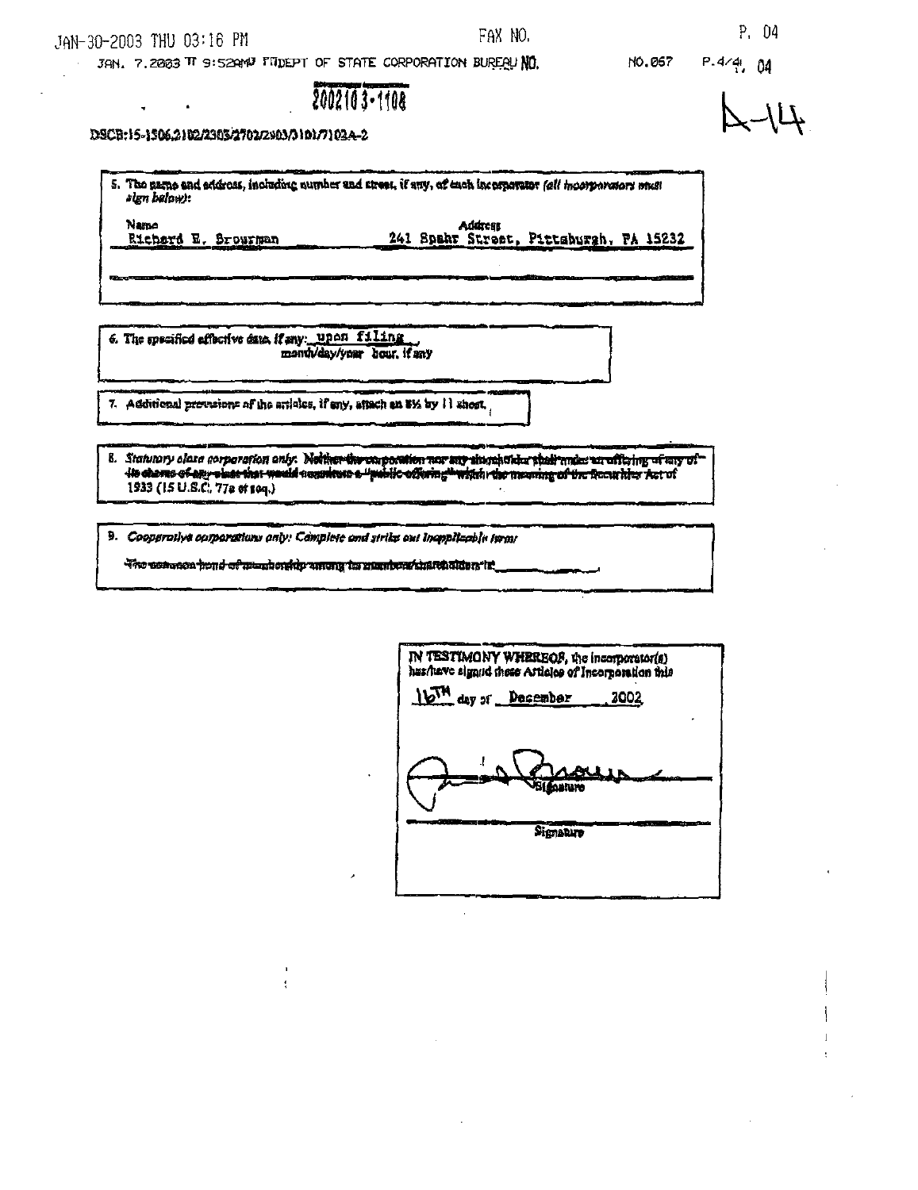2002103-1108

DSCB:15-1306/2102/2303/2702/2903/3101/7102A-2

5. The name and address, including number and street, if any, of each incorporator *(all incorporators must sign below)*:

| Name | Address |
|---|---|
| Richard E. Brourman | 241 Spahr Street, Pittsburgh, PA 15232 |

6. The specified effective date, if any: upon filing
month/day/year hour, if any

7. Additional provisions of the articles, if any, attach an 8½ by 11 sheet.

8. *Statutory close corporation only:* ~~Neither the corporation nor any shareholder shall make an offering of any of its shares of any class that would constitute a "public offering" within the meaning of the Securities Act of~~ 1933 (15 U.S.C. 77a et seq.)

9. *Cooperative corporations only: Complete and strike out inapplicable term:*
~~The common bond of membership among its members/shareholders is:~~ \_\_\_\_\_\_\_\_

IN TESTIMONY WHEREOF, the incorporator(s) has/have signed these Articles of Incorporation this 16TH day of December, 2002.

[Signature]
Signature

\_\_\_\_\_\_\_\_\_\_\_\_\_\_\_\_
Signature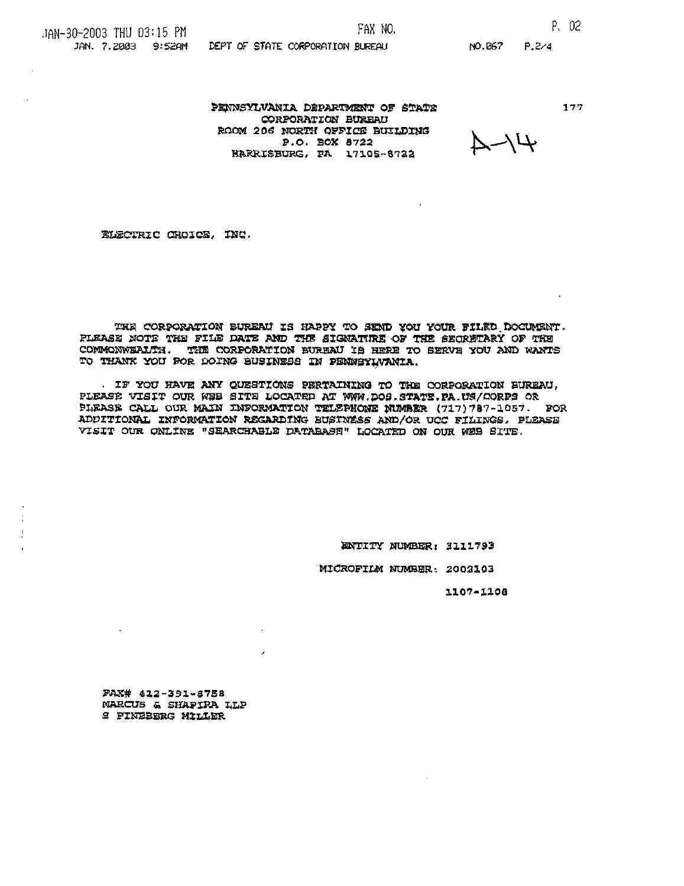PENNSYLVANIA DEPARTMENT OF STATE
CORPORATION BUREAU
ROOM 206 NORTH OFFICE BUILDING
P.O. BOX 8722
HARRISBURG, PA 17105-8722

A-14

ELECTRIC CHOICE, INC.

THE CORPORATION BUREAU IS HAPPY TO SEND YOU YOUR FILED DOCUMENT. PLEASE NOTE THE FILE DATE AND THE SIGNATURE OF THE SECRETARY OF THE COMMONWEALTH. THE CORPORATION BUREAU IS HERE TO SERVE YOU AND WANTS TO THANK YOU FOR DOING BUSINESS IN PENNSYLVANIA.

IF YOU HAVE ANY QUESTIONS PERTAINING TO THE CORPORATION BUREAU, PLEASE VISIT OUR WEB SITE LOCATED AT WWW.DOS.STATE.PA.US/CORPS OR PLEASE CALL OUR MAIN INFORMATION TELEPHONE NUMBER (717)787-1057. FOR ADDITIONAL INFORMATION REGARDING BUSINESS AND/OR UCC FILINGS, PLEASE VISIT OUR ONLINE "SEARCHABLE DATABASE" LOCATED ON OUR WEB SITE.

ENTITY NUMBER: 3111793

MICROFILM NUMBER: 2002103

1107-1108

FAX# 412-391-8758
MARCUS & SHAPIRA LLP
S FINEBERG MILLER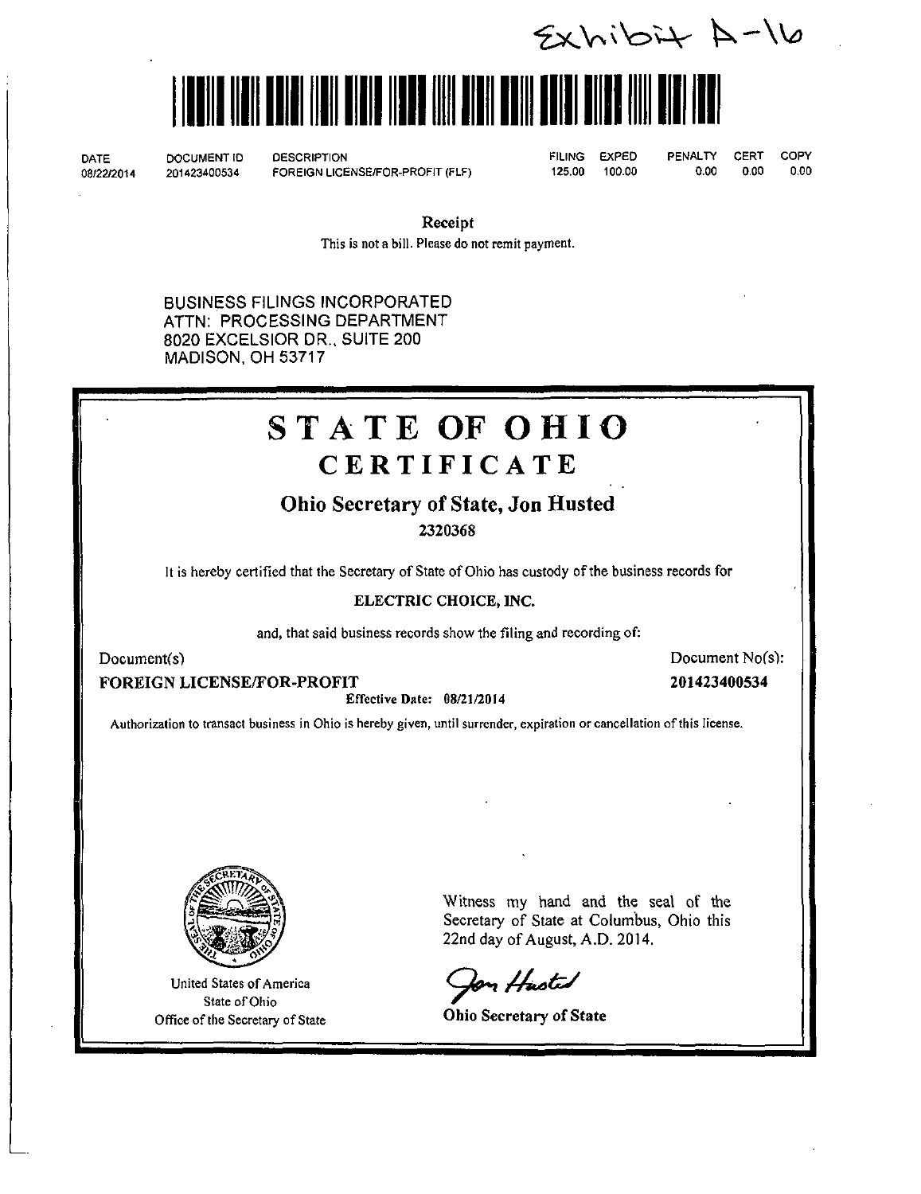Exhibit A-16

| DATE | DOCUMENT ID | DESCRIPTION | FILING | EXPED | PENALTY | CERT | COPY |
|---|---|---|---|---|---|---|---|
| 08/22/2014 | 201423400534 | FOREIGN LICENSE/FOR-PROFIT (FLF) | 125.00 | 100.00 | 0.00 | 0.00 | 0.00 |

**Receipt**

This is not a bill. Please do not remit payment.

BUSINESS FILINGS INCORPORATED
ATTN: PROCESSING DEPARTMENT
8020 EXCELSIOR DR., SUITE 200
MADISON, OH 53717

# STATE OF OHIO

## CERTIFICATE

### Ohio Secretary of State, Jon Husted

**2320368**

It is hereby certified that the Secretary of State of Ohio has custody of the business records for

**ELECTRIC CHOICE, INC.**

and, that said business records show the filing and recording of:

| Document(s) | Document No(s): |
|---|---|
| **FOREIGN LICENSE/FOR-PROFIT** | **201423400534** |

**Effective Date: 08/21/2014**

Authorization to transact business in Ohio is hereby given, until surrender, expiration or cancellation of this license.

United States of America
State of Ohio
Office of the Secretary of State

Witness my hand and the seal of the Secretary of State at Columbus, Ohio this 22nd day of August, A.D. 2014.

Jon Husted

**Ohio Secretary of State**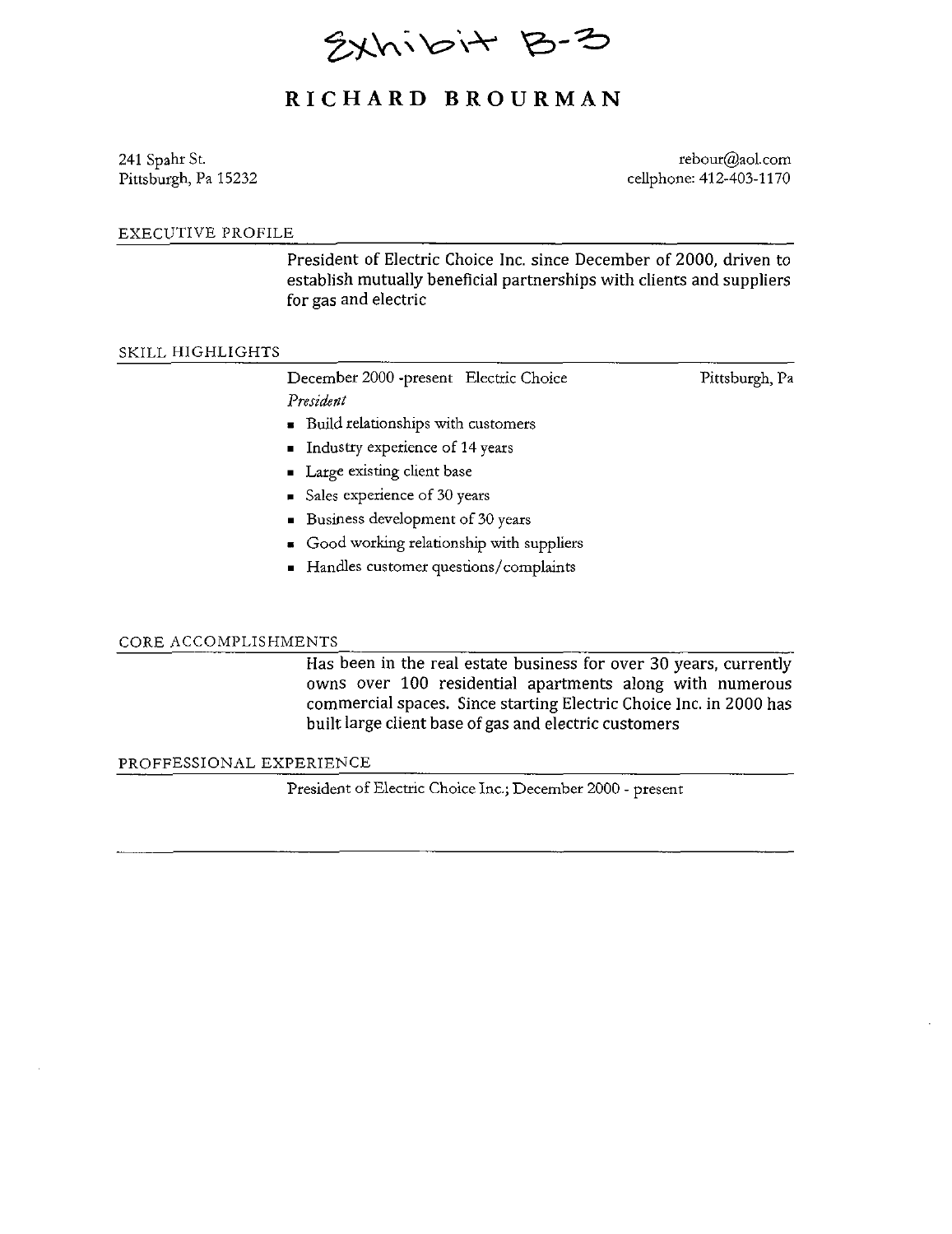Exhibit B-3

# RICHARD BROURMAN

241 Spahr St.
Pittsburgh, Pa 15232

rebour@aol.com
cellphone: 412-403-1170

## EXECUTIVE PROFILE

President of Electric Choice Inc. since December of 2000, driven to establish mutually beneficial partnerships with clients and suppliers for gas and electric

## SKILL HIGHLIGHTS

December 2000 -present Electric Choice — Pittsburgh, Pa

*President*

- Build relationships with customers
- Industry experience of 14 years
- Large existing client base
- Sales experience of 30 years
- Business development of 30 years
- Good working relationship with suppliers
- Handles customer questions/complaints

## CORE ACCOMPLISHMENTS

Has been in the real estate business for over 30 years, currently owns over 100 residential apartments along with numerous commercial spaces. Since starting Electric Choice Inc. in 2000 has built large client base of gas and electric customers

## PROFFESSIONAL EXPERIENCE

President of Electric Choice Inc.; December 2000 - present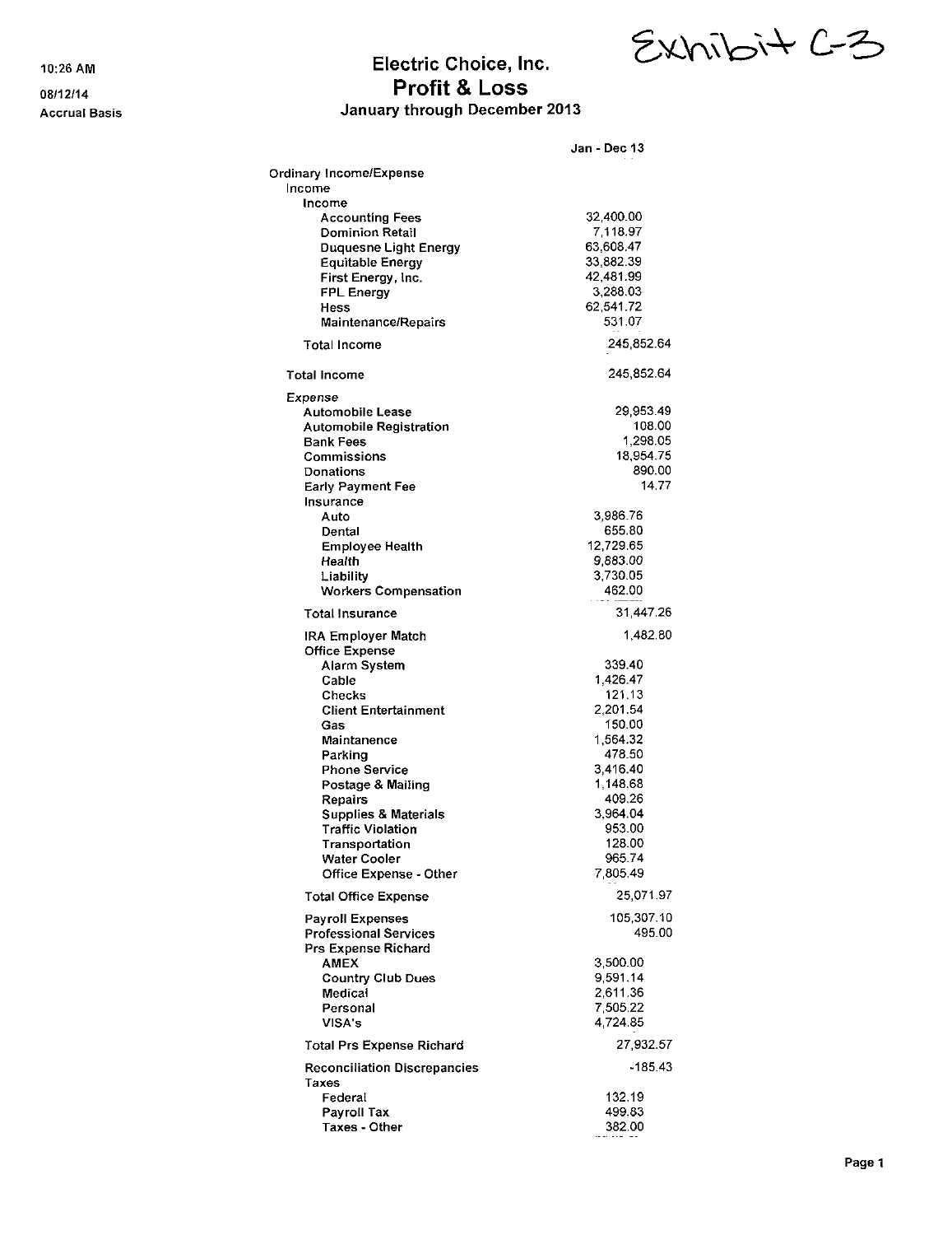Exhibit C-3

10:26 AM

08/12/14

Accrual Basis

# Electric Choice, Inc.
## Profit & Loss
### January through December 2013

| | Jan - Dec 13 |
|---|---|
| Ordinary Income/Expense | |
| Income | |
| Income | |
| Accounting Fees | 32,400.00 |
| Dominion Retail | 7,118.97 |
| Duquesne Light Energy | 63,608.47 |
| Equitable Energy | 33,882.39 |
| First Energy, Inc. | 42,481.99 |
| FPL Energy | 3,288.03 |
| Hess | 62,541.72 |
| Maintenance/Repairs | 531.07 |
| Total Income | 245,852.64 |
| Total Income | 245,852.64 |
| *Expense* | |
| Automobile Lease | 29,953.49 |
| Automobile Registration | 108.00 |
| Bank Fees | 1,298.05 |
| Commissions | 18,954.75 |
| Donations | 890.00 |
| Early Payment Fee | 14.77 |
| Insurance | |
| Auto | 3,986.76 |
| Dental | 655.80 |
| Employee Health | 12,729.65 |
| *Health* | 9,883.00 |
| Liability | 3,730.05 |
| Workers Compensation | 462.00 |
| Total Insurance | 31,447.26 |
| IRA Employer Match | 1,482.80 |
| Office Expense | |
| Alarm System | 339.40 |
| Cable | 1,426.47 |
| Checks | 121.13 |
| Client Entertainment | 2,201.54 |
| Gas | 150.00 |
| Maintanence | 1,564.32 |
| Parking | 478.50 |
| Phone Service | 3,416.40 |
| Postage & Mailing | 1,148.68 |
| Repairs | 409.26 |
| Supplies & Materials | 3,964.04 |
| Traffic Violation | 953.00 |
| Transportation | 128.00 |
| Water Cooler | 965.74 |
| Office Expense - Other | 7,805.49 |
| Total Office Expense | 25,071.97 |
| Payroll Expenses | 105,307.10 |
| Professional Services | 495.00 |
| Prs Expense Richard | |
| AMEX | 3,500.00 |
| Country Club Dues | 9,591.14 |
| Medical | 2,611.36 |
| Personal | 7,505.22 |
| VISA's | 4,724.85 |
| Total Prs Expense Richard | 27,932.57 |
| Reconciliation Discrepancies | -185.43 |
| Taxes | |
| Federal | 132.19 |
| Payroll Tax | 499.83 |
| Taxes - Other | 382.00 |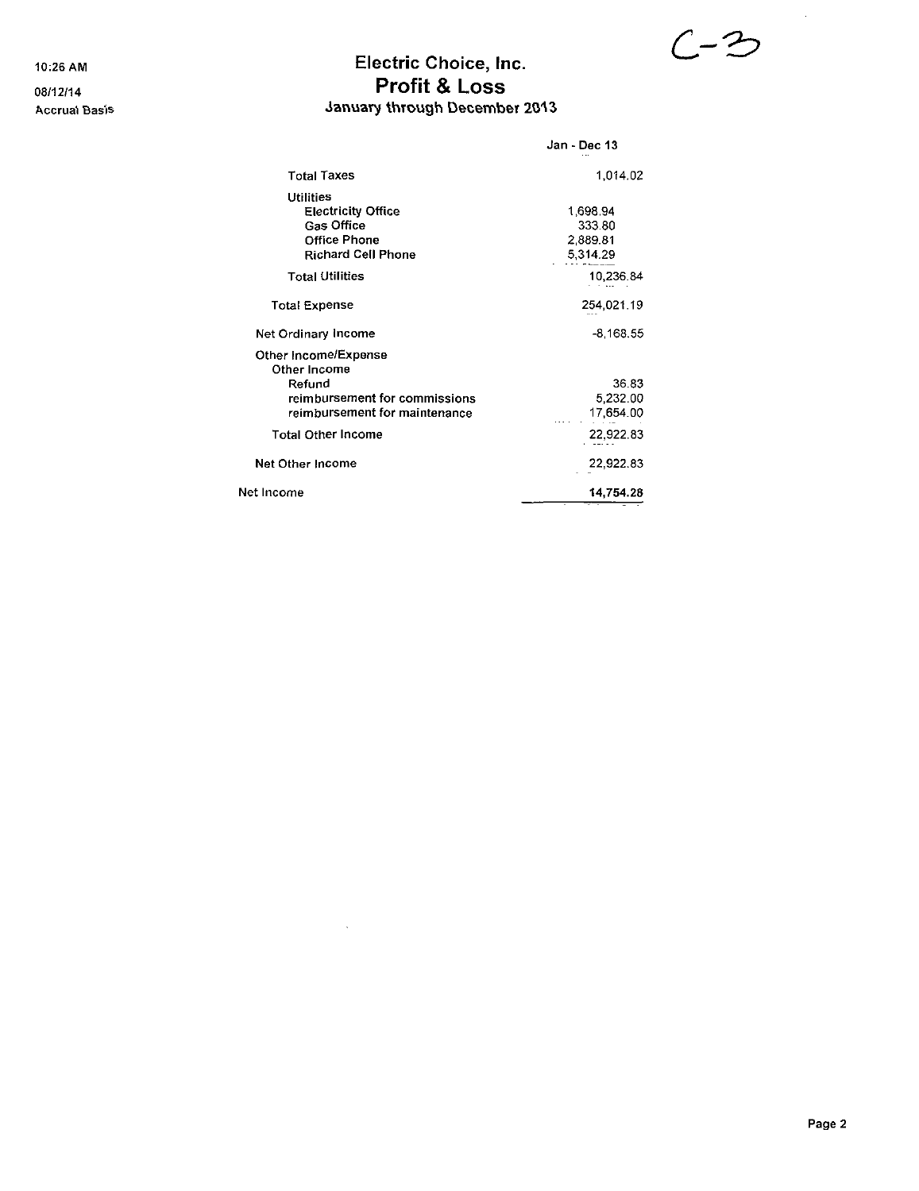C-3

10:26 AM

08/12/14

Accrual Basis

# Electric Choice, Inc.
## Profit & Loss
### January through December 2013

| | | Jan - Dec 13 |
|---|---|---|
| Total Taxes | | 1,014.02 |
| Utilities | | |
| Electricity Office | 1,698.94 | |
| Gas Office | 333.80 | |
| Office Phone | 2,889.81 | |
| Richard Cell Phone | 5,314.29 | |
| Total Utilities | | 10,236.84 |
| Total Expense | | 254,021.19 |
| Net Ordinary Income | | -8,168.55 |
| Other Income/Expense | | |
| Other Income | | |
| Refund | | 36.83 |
| reimbursement for commissions | | 5,232.00 |
| reimbursement for maintenance | | 17,654.00 |
| Total Other Income | | 22,922.83 |
| Net Other Income | | 22,922.83 |
| **Net Income** | | **14,754.28** |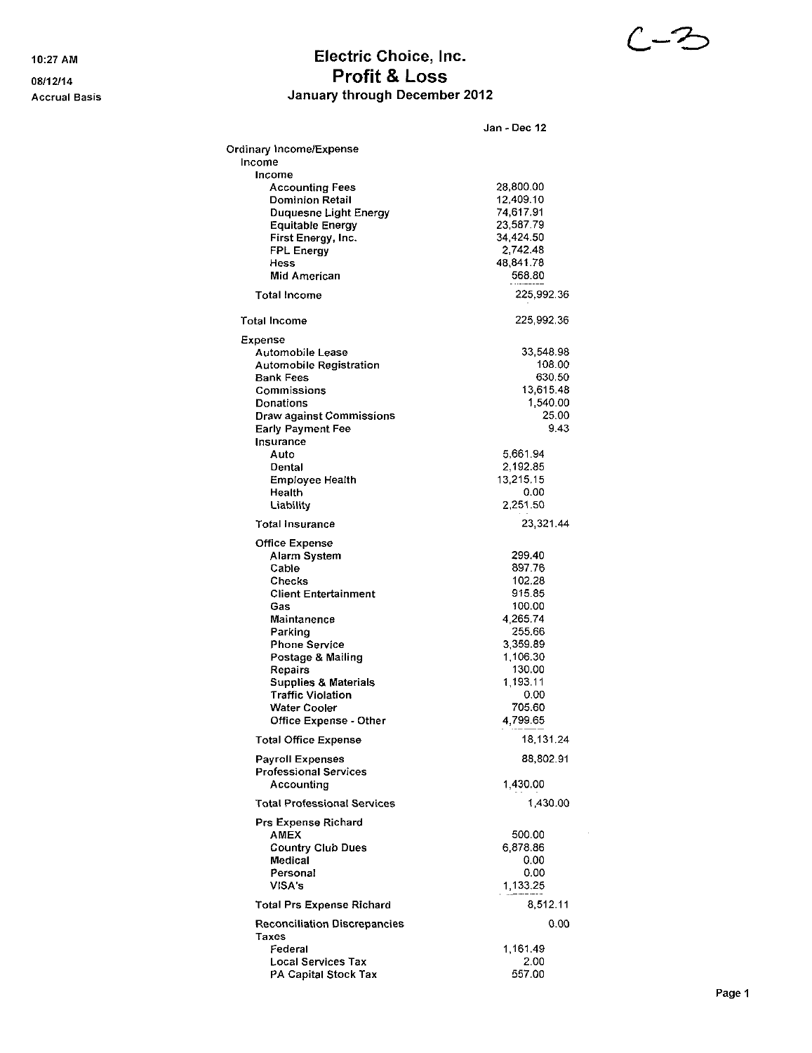C-3

10:27 AM
08/12/14
Accrual Basis

# Electric Choice, Inc.
## Profit & Loss
### January through December 2012

| | Jan - Dec 12 | |
|---|---|---|
| Ordinary Income/Expense | | |
| Income | | |
| Income | | |
| Accounting Fees | 28,800.00 | |
| Dominion Retail | 12,409.10 | |
| Duquesne Light Energy | 74,617.91 | |
| Equitable Energy | 23,587.79 | |
| First Energy, Inc. | 34,424.50 | |
| FPL Energy | 2,742.48 | |
| Hess | 48,841.78 | |
| Mid American | 568.80 | |
| Total Income | | 225,992.36 |
| Total Income | | 225,992.36 |
| Expense | | |
| Automobile Lease | | 33,548.98 |
| Automobile Registration | | 108.00 |
| Bank Fees | | 630.50 |
| Commissions | | 13,615.48 |
| Donations | | 1,540.00 |
| Draw against Commissions | | 25.00 |
| Early Payment Fee | | 9.43 |
| Insurance | | |
| Auto | 5,661.94 | |
| Dental | 2,192.85 | |
| Employee Health | 13,215.15 | |
| Health | 0.00 | |
| Liability | 2,251.50 | |
| Total Insurance | | 23,321.44 |
| Office Expense | | |
| Alarm System | 299.40 | |
| Cable | 897.76 | |
| Checks | 102.28 | |
| Client Entertainment | 915.85 | |
| Gas | 100.00 | |
| Maintanence | 4,265.74 | |
| Parking | 255.66 | |
| Phone Service | 3,359.89 | |
| Postage & Mailing | 1,106.30 | |
| Repairs | 130.00 | |
| Supplies & Materials | 1,193.11 | |
| Traffic Violation | 0.00 | |
| Water Cooler | 705.60 | |
| Office Expense - Other | 4,799.65 | |
| Total Office Expense | | 18,131.24 |
| Payroll Expenses | | 88,802.91 |
| Professional Services | | |
| Accounting | 1,430.00 | |
| Total Professional Services | | 1,430.00 |
| Prs Expense Richard | | |
| AMEX | 500.00 | |
| Country Club Dues | 6,878.86 | |
| Medical | 0.00 | |
| Personal | 0.00 | |
| VISA's | 1,133.25 | |
| Total Prs Expense Richard | | 8,512.11 |
| Reconciliation Discrepancies | | 0.00 |
| Taxes | | |
| Federal | 1,161.49 | |
| Local Services Tax | 2.00 | |
| PA Capital Stock Tax | 557.00 | |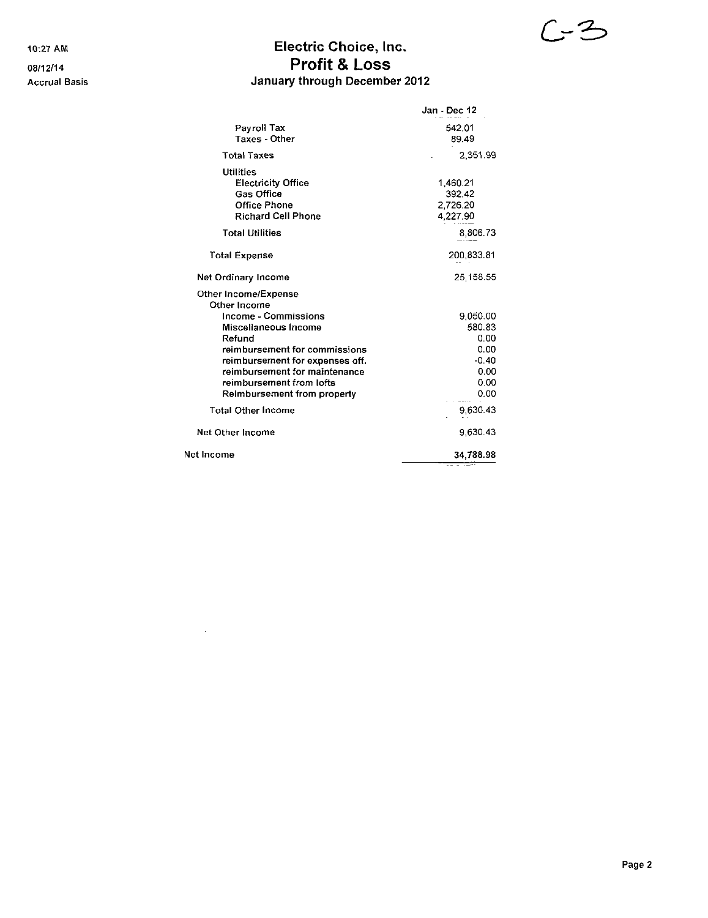C-3

10:27 AM

08/12/14

Accrual Basis

# Electric Choice, Inc.
## Profit & Loss
### January through December 2012

| | Jan - Dec 12 |
|---|---|
| Payroll Tax | 542.01 |
| Taxes - Other | 89.49 |
| Total Taxes | 2,351.99 |
| Utilities | |
| Electricity Office | 1,460.21 |
| Gas Office | 392.42 |
| Office Phone | 2,726.20 |
| Richard Cell Phone | 4,227.90 |
| Total Utilities | 8,806.73 |
| Total Expense | 200,833.81 |
| Net Ordinary Income | 25,158.55 |
| Other Income/Expense | |
| Other Income | |
| Income - Commissions | 9,050.00 |
| Miscellaneous Income | 580.83 |
| Refund | 0.00 |
| reimbursement for commissions | 0.00 |
| reimbursement for expenses off. | -0.40 |
| reimbursement for maintenance | 0.00 |
| reimbursement from lofts | 0.00 |
| Reimbursement from property | 0.00 |
| Total Other Income | 9,630.43 |
| Net Other Income | 9,630.43 |
| Net Income | **34,788.98** |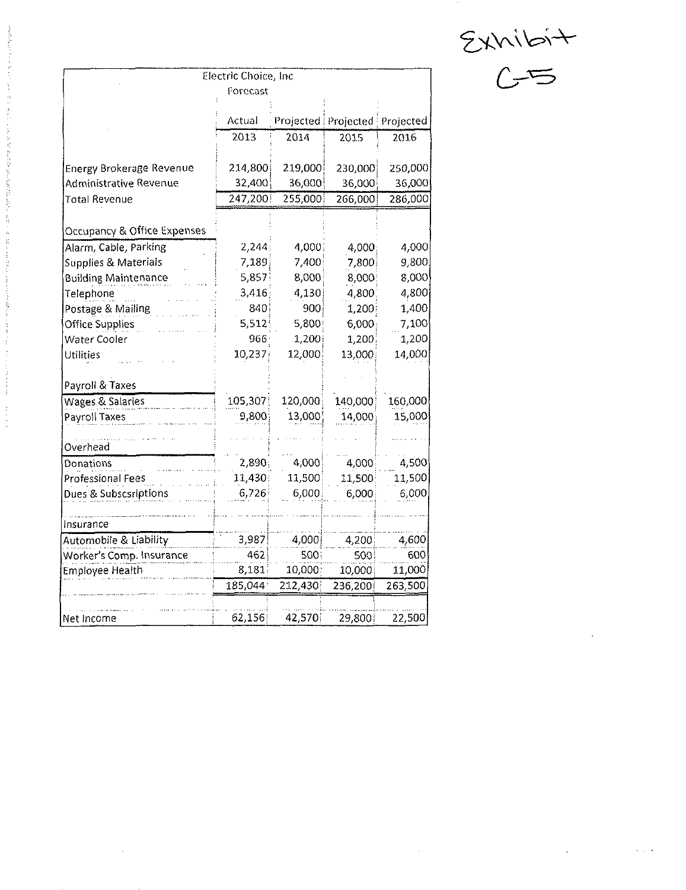Exhibit C-5

| Electric Choice, Inc Forecast | | | | |
|---|---|---|---|---|
| | Actual | Projected | Projected | Projected |
| | 2013 | 2014 | 2015 | 2016 |
| Energy Brokerage Revenue | 214,800 | 219,000 | 230,000 | 250,000 |
| Administrative Revenue | 32,400 | 36,000 | 36,000 | 36,000 |
| Total Revenue | 247,200 | 255,000 | 266,000 | 286,000 |
| Occupancy & Office Expenses | | | | |
| Alarm, Cable, Parking | 2,244 | 4,000 | 4,000 | 4,000 |
| Supplies & Materials | 7,189 | 7,400 | 7,800 | 9,800 |
| Building Maintenance | 5,857 | 8,000 | 8,000 | 8,000 |
| Telephone | 3,416 | 4,130 | 4,800 | 4,800 |
| Postage & Mailing | 840 | 900 | 1,200 | 1,400 |
| Office Supplies | 5,512 | 5,800 | 6,000 | 7,100 |
| Water Cooler | 966 | 1,200 | 1,200 | 1,200 |
| Utilities | 10,237 | 12,000 | 13,000 | 14,000 |
| Payroll & Taxes | | | | |
| Wages & Salaries | 105,307 | 120,000 | 140,000 | 160,000 |
| Payroll Taxes | 9,800 | 13,000 | 14,000 | 15,000 |
| Overhead | | | | |
| Donations | 2,890 | 4,000 | 4,000 | 4,500 |
| Professional Fees | 11,430 | 11,500 | 11,500 | 11,500 |
| Dues & Subscsriptions | 6,726 | 6,000 | 6,000 | 6,000 |
| Insurance | | | | |
| Automobile & Liability | 3,987 | 4,000 | 4,200 | 4,600 |
| Worker's Comp. Insurance | 462 | 500 | 500 | 600 |
| Employee Health | 8,181 | 10,000 | 10,000 | 11,000 |
| | 185,044 | 212,430 | 236,200 | 263,500 |
| Net Income | 62,156 | 42,570 | 29,800 | 22,500 |